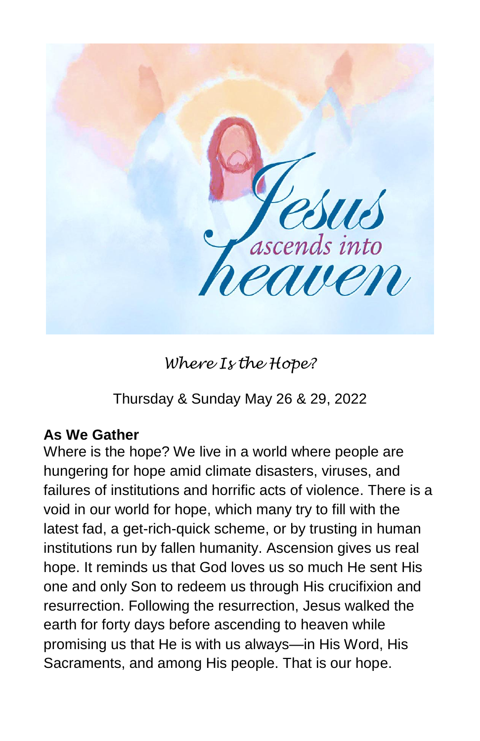# Jesus ascends into heaven

*Where Is the Hope?*

Thursday & Sunday May 26 & 29, 2022

**As We Gather**

Where is the hope? We live in a world where people are hungering for hope amid climate disasters, viruses, and failures of institutions and horrific acts of violence. There is a void in our world for hope, which many try to fill with the latest fad, a get-rich-quick scheme, or by trusting in human institutions run by fallen humanity. Ascension gives us real hope. It reminds us that God loves us so much He sent His one and only Son to redeem us through His crucifixion and resurrection. Following the resurrection, Jesus walked the earth for forty days before ascending to heaven while promising us that He is with us always—in His Word, His Sacraments, and among His people. That is our hope.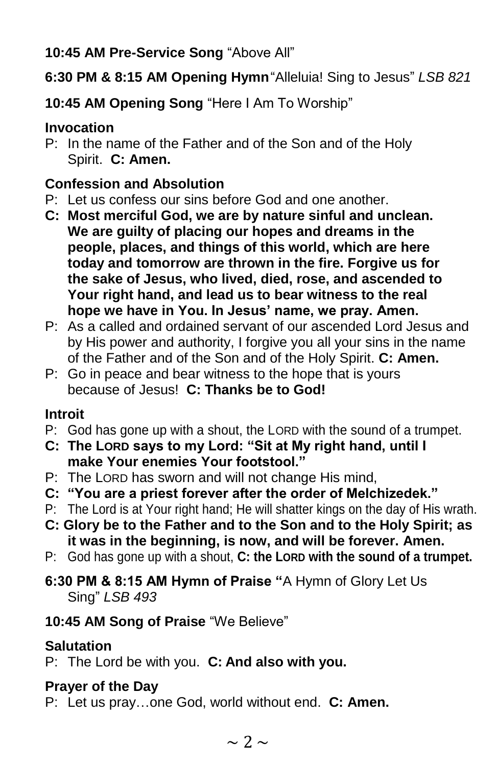**10:45 AM Pre-Service Song** "Above All"

**6:30 PM & 8:15 AM Opening Hymn** "Alleluia! Sing to Jesus" *LSB 821*

**10:45 AM Opening Song** "Here I Am To Worship"

**Invocation**

P: In the name of the Father and of the Son and of the Holy Spirit. **C: Amen.**

**Confession and Absolution**

P: Let us confess our sins before God and one another.

**C: Most merciful God, we are by nature sinful and unclean. We are guilty of placing our hopes and dreams in the people, places, and things of this world, which are here today and tomorrow are thrown in the fire. Forgive us for the sake of Jesus, who lived, died, rose, and ascended to Your right hand, and lead us to bear witness to the real hope we have in You. In Jesus' name, we pray. Amen.**

P: As a called and ordained servant of our ascended Lord Jesus and by His power and authority, I forgive you all your sins in the name of the Father and of the Son and of the Holy Spirit. **C: Amen.**

P: Go in peace and bear witness to the hope that is yours because of Jesus! **C: Thanks be to God!**

**Introit**

P: God has gone up with a shout, the LORD with the sound of a trumpet.

**C: The LORD says to my Lord: "Sit at My right hand, until I make Your enemies Your footstool."**

P: The LORD has sworn and will not change His mind,

**C: "You are a priest forever after the order of Melchizedek."**

P: The Lord is at Your right hand; He will shatter kings on the day of His wrath.

**C: Glory be to the Father and to the Son and to the Holy Spirit; as it was in the beginning, is now, and will be forever. Amen.**

P: God has gone up with a shout, **C: the LORD with the sound of a trumpet.**

**6:30 PM & 8:15 AM Hymn of Praise** "A Hymn of Glory Let Us Sing" *LSB 493*

**10:45 AM Song of Praise** "We Believe"

**Salutation**

P: The Lord be with you. **C: And also with you.**

**Prayer of the Day**

P: Let us pray…one God, world without end. **C: Amen.**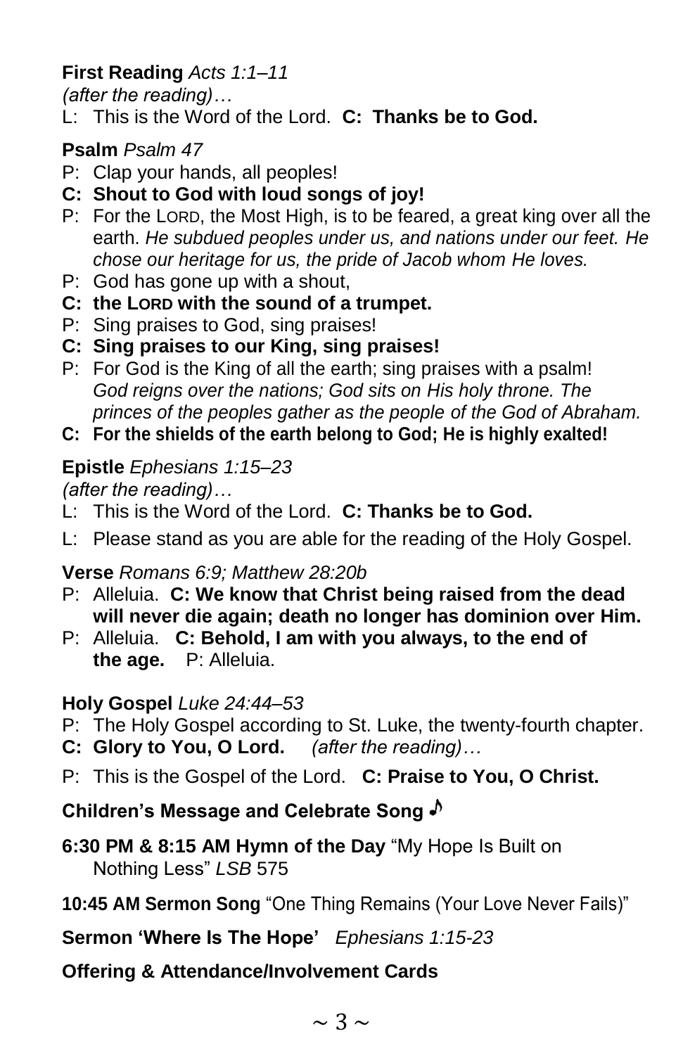**First Reading** *Acts 1:1–11*

*(after the reading)…*

L: This is the Word of the Lord. **C: Thanks be to God.**

**Psalm** *Psalm 47*

P: Clap your hands, all peoples!

**C: Shout to God with loud songs of joy!**

P: For the LORD, the Most High, is to be feared, a great king over all the earth. *He subdued peoples under us, and nations under our feet. He chose our heritage for us, the pride of Jacob whom He loves.*

P: God has gone up with a shout,

**C: the LORD with the sound of a trumpet.**

P: Sing praises to God, sing praises!

**C: Sing praises to our King, sing praises!**

P: For God is the King of all the earth; sing praises with a psalm! *God reigns over the nations; God sits on His holy throne. The princes of the peoples gather as the people of the God of Abraham.*

**C: For the shields of the earth belong to God; He is highly exalted!**

**Epistle** *Ephesians 1:15–23*

*(after the reading)…*

L: This is the Word of the Lord. **C: Thanks be to God.**

L: Please stand as you are able for the reading of the Holy Gospel.

**Verse** *Romans 6:9; Matthew 28:20b*

P: Alleluia. **C: We know that Christ being raised from the dead will never die again; death no longer has dominion over Him.**

P: Alleluia. **C: Behold, I am with you always, to the end of the age.** P: Alleluia.

**Holy Gospel** *Luke 24:44–53*

P: The Holy Gospel according to St. Luke, the twenty-fourth chapter.

**C: Glory to You, O Lord.** *(after the reading)…*

P: This is the Gospel of the Lord. **C: Praise to You, O Christ.**

**Children's Message and Celebrate Song** ♪

**6:30 PM & 8:15 AM Hymn of the Day** "My Hope Is Built on Nothing Less" *LSB* 575

**10:45 AM Sermon Song** "One Thing Remains (Your Love Never Fails)"

**Sermon 'Where Is The Hope'** *Ephesians 1:15-23*

**Offering & Attendance/Involvement Cards**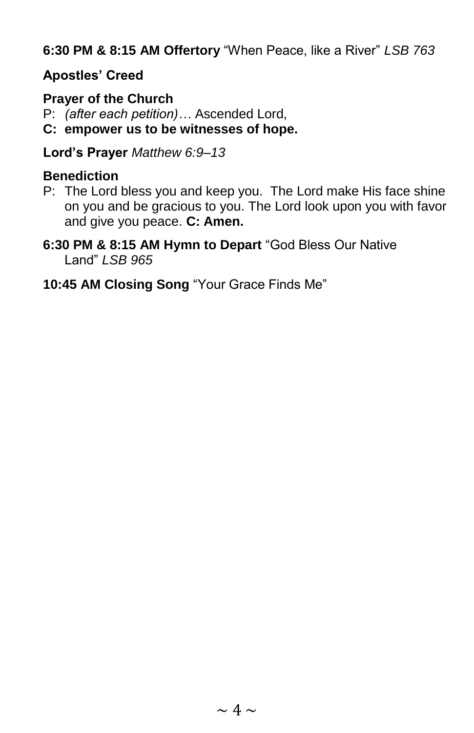**6:30 PM & 8:15 AM Offertory** "When Peace, like a River" *LSB 763*

**Apostles' Creed**

**Prayer of the Church**

P: *(after each petition)…* Ascended Lord,
**C: empower us to be witnesses of hope.**

**Lord's Prayer** *Matthew 6:9–13*

**Benediction**

P: The Lord bless you and keep you. The Lord make His face shine on you and be gracious to you. The Lord look upon you with favor and give you peace. **C: Amen.**

**6:30 PM & 8:15 AM Hymn to Depart** "God Bless Our Native Land" *LSB 965*

**10:45 AM Closing Song** "Your Grace Finds Me"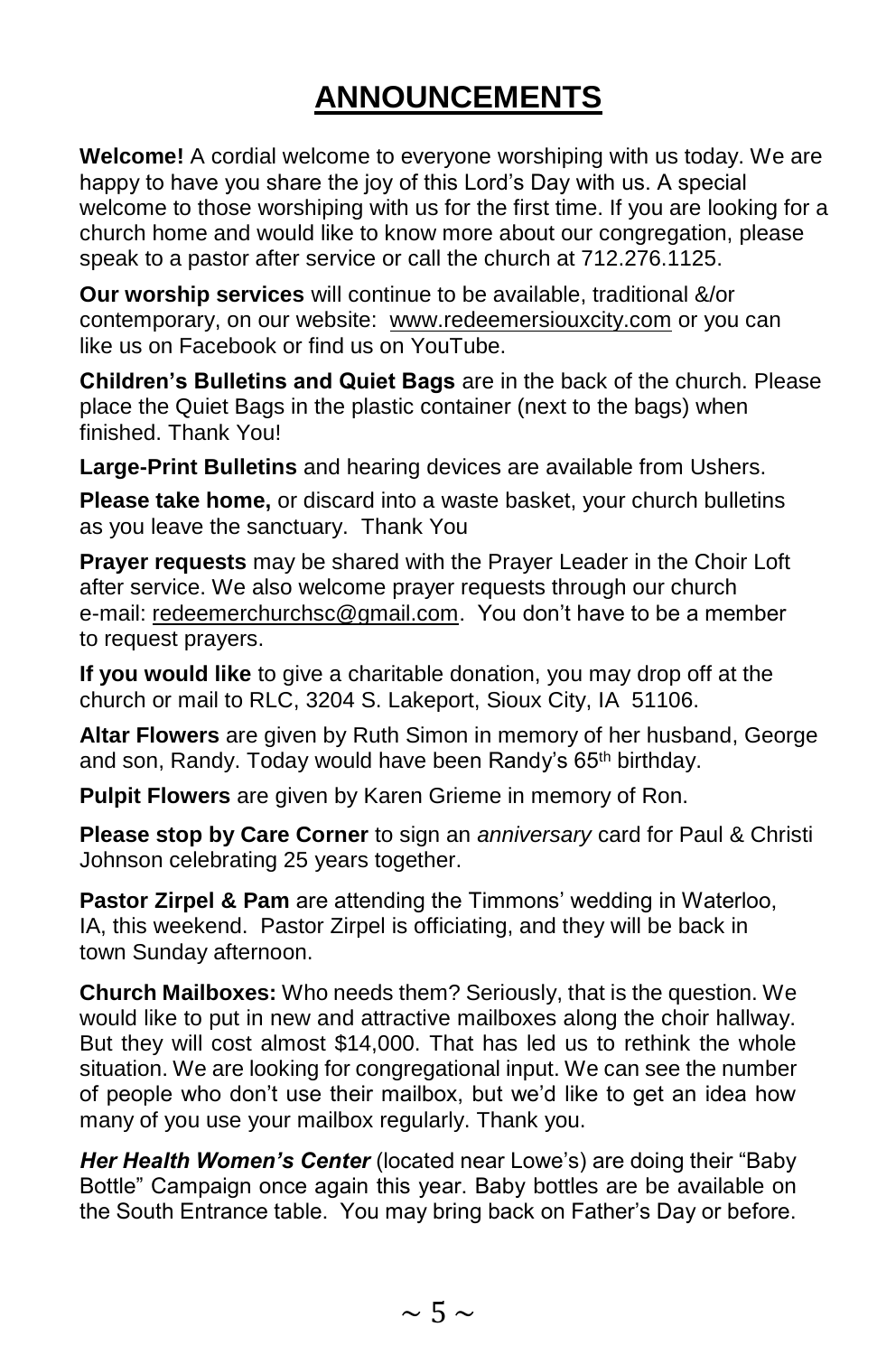# ANNOUNCEMENTS

**Welcome!** A cordial welcome to everyone worshiping with us today. We are happy to have you share the joy of this Lord's Day with us. A special welcome to those worshiping with us for the first time. If you are looking for a church home and would like to know more about our congregation, please speak to a pastor after service or call the church at 712.276.1125.

**Our worship services** will continue to be available, traditional &/or contemporary, on our website: www.redeemersiouxcity.com or you can like us on Facebook or find us on YouTube.

**Children's Bulletins and Quiet Bags** are in the back of the church. Please place the Quiet Bags in the plastic container (next to the bags) when finished. Thank You!

**Large-Print Bulletins** and hearing devices are available from Ushers.

**Please take home,** or discard into a waste basket, your church bulletins as you leave the sanctuary. Thank You

**Prayer requests** may be shared with the Prayer Leader in the Choir Loft after service. We also welcome prayer requests through our church e-mail: redeemerchurchsc@gmail.com. You don't have to be a member to request prayers.

**If you would like** to give a charitable donation, you may drop off at the church or mail to RLC, 3204 S. Lakeport, Sioux City, IA 51106.

**Altar Flowers** are given by Ruth Simon in memory of her husband, George and son, Randy. Today would have been Randy's 65th birthday.

**Pulpit Flowers** are given by Karen Grieme in memory of Ron.

**Please stop by Care Corner** to sign an *anniversary* card for Paul & Christi Johnson celebrating 25 years together.

**Pastor Zirpel & Pam** are attending the Timmons' wedding in Waterloo, IA, this weekend. Pastor Zirpel is officiating, and they will be back in town Sunday afternoon.

**Church Mailboxes:** Who needs them? Seriously, that is the question. We would like to put in new and attractive mailboxes along the choir hallway. But they will cost almost $14,000. That has led us to rethink the whole situation. We are looking for congregational input. We can see the number of people who don't use their mailbox, but we'd like to get an idea how many of you use your mailbox regularly. Thank you.

***Her Health Women's Center*** (located near Lowe's) are doing their "Baby Bottle" Campaign once again this year. Baby bottles are be available on the South Entrance table. You may bring back on Father's Day or before.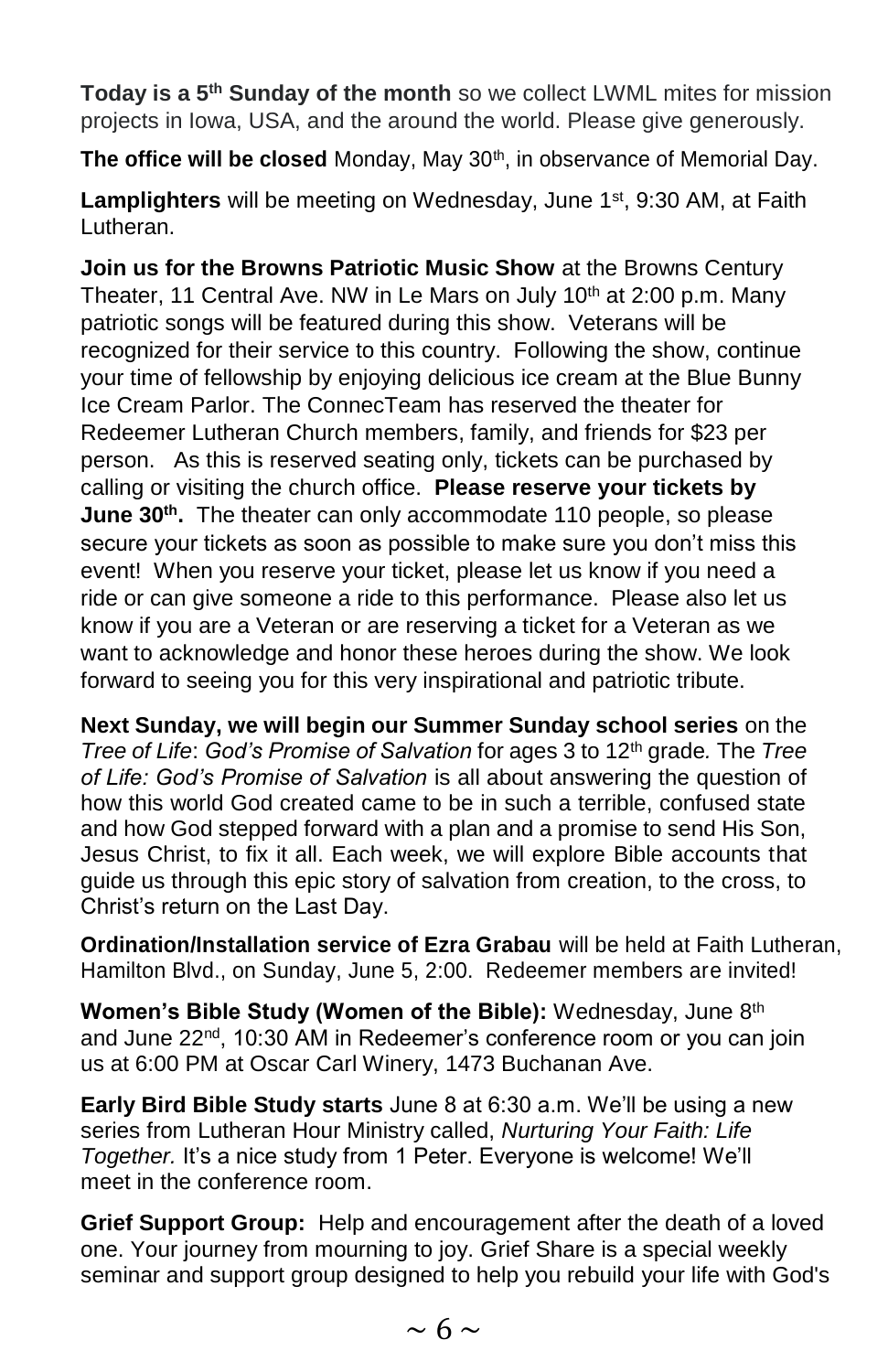**Today is a 5th Sunday of the month** so we collect LWML mites for mission projects in Iowa, USA, and the around the world. Please give generously.

**The office will be closed** Monday, May 30th, in observance of Memorial Day.

**Lamplighters** will be meeting on Wednesday, June 1st, 9:30 AM, at Faith Lutheran.

**Join us for the Browns Patriotic Music Show** at the Browns Century Theater, 11 Central Ave. NW in Le Mars on July 10th at 2:00 p.m. Many patriotic songs will be featured during this show. Veterans will be recognized for their service to this country. Following the show, continue your time of fellowship by enjoying delicious ice cream at the Blue Bunny Ice Cream Parlor. The ConnecTeam has reserved the theater for Redeemer Lutheran Church members, family, and friends for $23 per person. As this is reserved seating only, tickets can be purchased by calling or visiting the church office. **Please reserve your tickets by June 30th.** The theater can only accommodate 110 people, so please secure your tickets as soon as possible to make sure you don't miss this event! When you reserve your ticket, please let us know if you need a ride or can give someone a ride to this performance. Please also let us know if you are a Veteran or are reserving a ticket for a Veteran as we want to acknowledge and honor these heroes during the show. We look forward to seeing you for this very inspirational and patriotic tribute.

**Next Sunday, we will begin our Summer Sunday school series** on the *Tree of Life*: *God's Promise of Salvation* for ages 3 to 12th grade*.* The *Tree of Life: God's Promise of Salvation* is all about answering the question of how this world God created came to be in such a terrible, confused state and how God stepped forward with a plan and a promise to send His Son, Jesus Christ, to fix it all. Each week, we will explore Bible accounts that guide us through this epic story of salvation from creation, to the cross, to Christ's return on the Last Day.

**Ordination/Installation service of Ezra Grabau** will be held at Faith Lutheran, Hamilton Blvd., on Sunday, June 5, 2:00. Redeemer members are invited!

**Women's Bible Study (Women of the Bible):** Wednesday, June 8th and June 22nd, 10:30 AM in Redeemer's conference room or you can join us at 6:00 PM at Oscar Carl Winery, 1473 Buchanan Ave.

**Early Bird Bible Study starts** June 8 at 6:30 a.m. We'll be using a new series from Lutheran Hour Ministry called, *Nurturing Your Faith: Life Together.* It's a nice study from 1 Peter. Everyone is welcome! We'll meet in the conference room.

**Grief Support Group:** Help and encouragement after the death of a loved one. Your journey from mourning to joy. Grief Share is a special weekly seminar and support group designed to help you rebuild your life with God's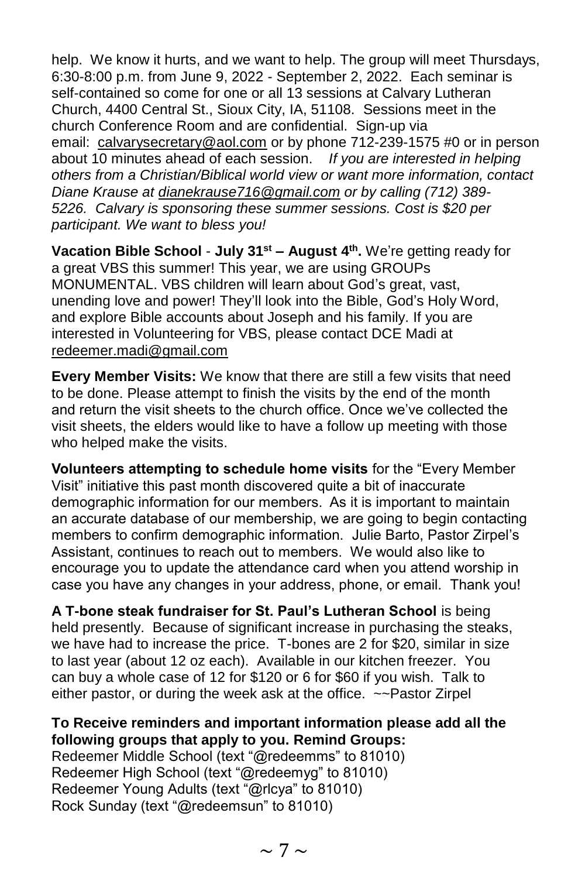help. We know it hurts, and we want to help. The group will meet Thursdays, 6:30-8:00 p.m. from June 9, 2022 - September 2, 2022. Each seminar is self-contained so come for one or all 13 sessions at Calvary Lutheran Church, 4400 Central St., Sioux City, IA, 51108. Sessions meet in the church Conference Room and are confidential. Sign-up via email: calvarysecretary@aol.com or by phone 712-239-1575 #0 or in person about 10 minutes ahead of each session. *If you are interested in helping others from a Christian/Biblical world view or want more information, contact Diane Krause at dianekrause716@gmail.com or by calling (712) 389-5226. Calvary is sponsoring these summer sessions. Cost is $20 per participant. We want to bless you!*

**Vacation Bible School** - **July 31st – August 4th.** We're getting ready for a great VBS this summer! This year, we are using GROUPs MONUMENTAL. VBS children will learn about God's great, vast, unending love and power! They'll look into the Bible, God's Holy Word, and explore Bible accounts about Joseph and his family. If you are interested in Volunteering for VBS, please contact DCE Madi at redeemer.madi@gmail.com

**Every Member Visits:** We know that there are still a few visits that need to be done. Please attempt to finish the visits by the end of the month and return the visit sheets to the church office. Once we've collected the visit sheets, the elders would like to have a follow up meeting with those who helped make the visits.

**Volunteers attempting to schedule home visits** for the "Every Member Visit" initiative this past month discovered quite a bit of inaccurate demographic information for our members. As it is important to maintain an accurate database of our membership, we are going to begin contacting members to confirm demographic information. Julie Barto, Pastor Zirpel's Assistant, continues to reach out to members. We would also like to encourage you to update the attendance card when you attend worship in case you have any changes in your address, phone, or email. Thank you!

**A T-bone steak fundraiser for St. Paul's Lutheran School** is being held presently. Because of significant increase in purchasing the steaks, we have had to increase the price. T-bones are 2 for $20, similar in size to last year (about 12 oz each). Available in our kitchen freezer. You can buy a whole case of 12 for $120 or 6 for $60 if you wish. Talk to either pastor, or during the week ask at the office. ~~Pastor Zirpel

**To Receive reminders and important information please add all the following groups that apply to you. Remind Groups:**
Redeemer Middle School (text "@redeemms" to 81010)
Redeemer High School (text "@redeemyg" to 81010)
Redeemer Young Adults (text "@rlcya" to 81010)
Rock Sunday (text "@redeemsun" to 81010)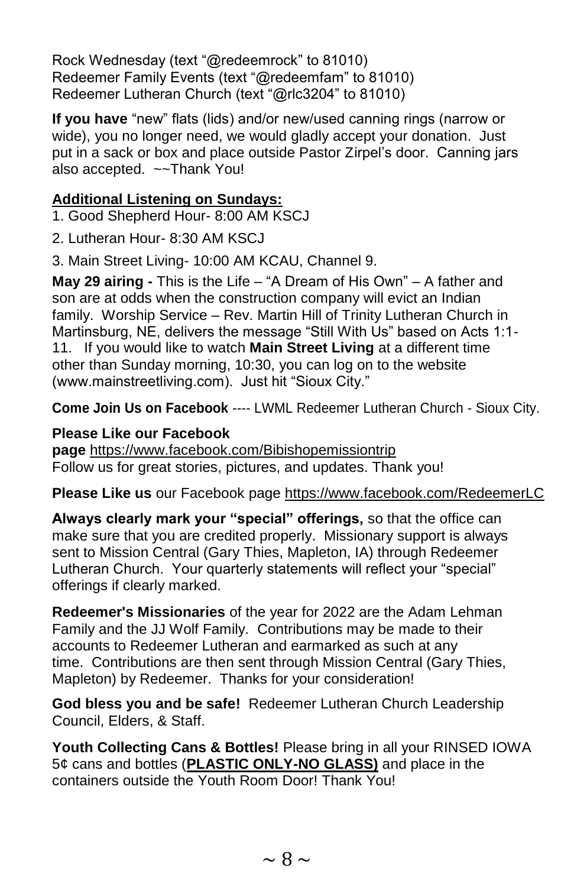Rock Wednesday (text "@redeemrock" to 81010)
Redeemer Family Events (text "@redeemfam" to 81010)
Redeemer Lutheran Church (text "@rlc3204" to 81010)

**If you have** "new" flats (lids) and/or new/used canning rings (narrow or wide), you no longer need, we would gladly accept your donation. Just put in a sack or box and place outside Pastor Zirpel's door. Canning jars also accepted. ~~Thank You!

**Additional Listening on Sundays:**

1. Good Shepherd Hour- 8:00 AM KSCJ
2. Lutheran Hour- 8:30 AM KSCJ
3. Main Street Living- 10:00 AM KCAU, Channel 9.

**May 29 airing -** This is the Life – "A Dream of His Own" – A father and son are at odds when the construction company will evict an Indian family. Worship Service – Rev. Martin Hill of Trinity Lutheran Church in Martinsburg, NE, delivers the message "Still With Us" based on Acts 1:1-11. If you would like to watch **Main Street Living** at a different time other than Sunday morning, 10:30, you can log on to the website (www.mainstreetliving.com). Just hit "Sioux City."

**Come Join Us on Facebook** ---- LWML Redeemer Lutheran Church - Sioux City.

**Please Like our Facebook page** https://www.facebook.com/Bibishopemissiontrip
Follow us for great stories, pictures, and updates. Thank you!

**Please Like us** our Facebook page https://www.facebook.com/RedeemerLC

**Always clearly mark your "special" offerings,** so that the office can make sure that you are credited properly. Missionary support is always sent to Mission Central (Gary Thies, Mapleton, IA) through Redeemer Lutheran Church. Your quarterly statements will reflect your "special" offerings if clearly marked.

**Redeemer's Missionaries** of the year for 2022 are the Adam Lehman Family and the JJ Wolf Family. Contributions may be made to their accounts to Redeemer Lutheran and earmarked as such at any time. Contributions are then sent through Mission Central (Gary Thies, Mapleton) by Redeemer. Thanks for your consideration!

**God bless you and be safe!** Redeemer Lutheran Church Leadership Council, Elders, & Staff.

**Youth Collecting Cans & Bottles!** Please bring in all your RINSED IOWA 5¢ cans and bottles (**PLASTIC ONLY-NO GLASS)** and place in the containers outside the Youth Room Door! Thank You!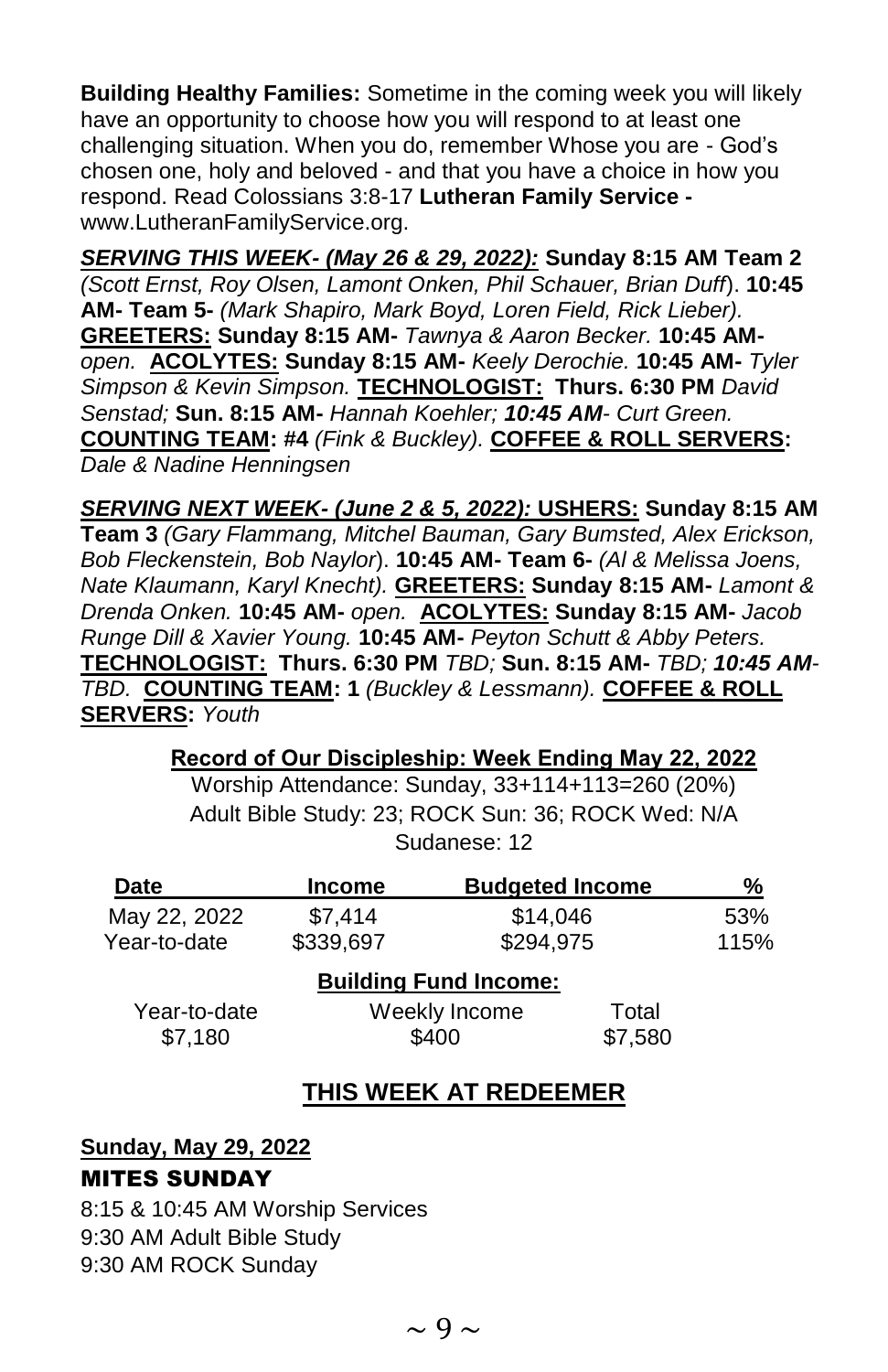**Building Healthy Families:** Sometime in the coming week you will likely have an opportunity to choose how you will respond to at least one challenging situation. When you do, remember Whose you are - God's chosen one, holy and beloved - and that you have a choice in how you respond. Read Colossians 3:8-17 **Lutheran Family Service -** www.LutheranFamilyService.org.

***SERVING THIS WEEK- (May 26 & 29, 2022):*** **Sunday 8:15 AM Team 2** *(Scott Ernst, Roy Olsen, Lamont Onken, Phil Schauer, Brian Duff*). **10:45 AM- Team 5-** *(Mark Shapiro, Mark Boyd, Loren Field, Rick Lieber).* **GREETERS: Sunday 8:15 AM-** *Tawnya & Aaron Becker.* **10:45 AM-** *open.* **ACOLYTES: Sunday 8:15 AM-** *Keely Derochie.* **10:45 AM-** *Tyler Simpson & Kevin Simpson.* **TECHNOLOGIST: Thurs. 6:30 PM** *David Senstad;* **Sun. 8:15 AM-** *Hannah Koehler;* ***10:45 AM****- Curt Green.* **COUNTING TEAM: #4** *(Fink & Buckley).* **COFFEE & ROLL SERVERS:** *Dale & Nadine Henningsen*

***SERVING NEXT WEEK- (June 2 & 5, 2022):*** **USHERS: Sunday 8:15 AM Team 3** *(Gary Flammang, Mitchel Bauman, Gary Bumsted, Alex Erickson, Bob Fleckenstein, Bob Naylor*). **10:45 AM- Team 6-** *(Al & Melissa Joens, Nate Klaumann, Karyl Knecht).* **GREETERS: Sunday 8:15 AM-** *Lamont & Drenda Onken.* **10:45 AM-** *open.* **ACOLYTES: Sunday 8:15 AM-** *Jacob Runge Dill & Xavier Young.* **10:45 AM-** *Peyton Schutt & Abby Peters.* **TECHNOLOGIST: Thurs. 6:30 PM** *TBD;* **Sun. 8:15 AM-** *TBD;* ***10:45 AM****-TBD.* **COUNTING TEAM: 1** *(Buckley & Lessmann).* **COFFEE & ROLL SERVERS:** *Youth*

**Record of Our Discipleship: Week Ending May 22, 2022**

Worship Attendance: Sunday, 33+114+113=260 (20%)
Adult Bible Study: 23; ROCK Sun: 36; ROCK Wed: N/A
Sudanese: 12

| Date | Income | Budgeted Income | % |
|---|---|---|---|
| May 22, 2022 | $7,414 | $14,046 | 53% |
| Year-to-date | $339,697 | $294,975 | 115% |

**Building Fund Income:**

| Year-to-date | Weekly Income | Total |
|---|---|---|
| $7,180 | $400 | $7,580 |

## THIS WEEK AT REDEEMER

**Sunday, May 29, 2022**

**MITES SUNDAY**

8:15 & 10:45 AM Worship Services
9:30 AM Adult Bible Study
9:30 AM ROCK Sunday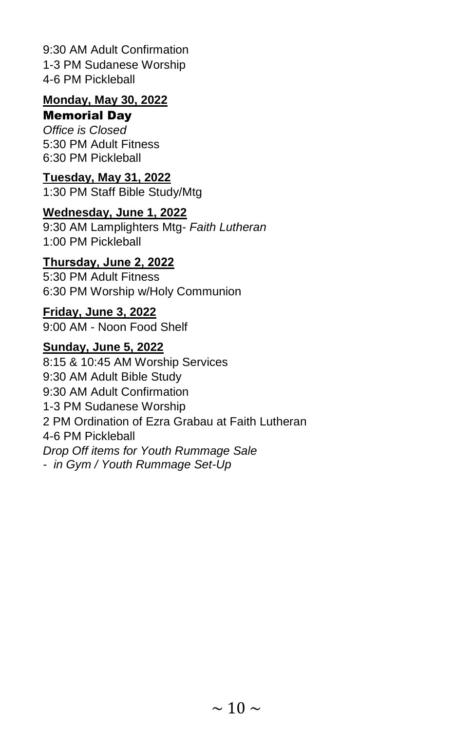9:30 AM Adult Confirmation
1-3 PM Sudanese Worship
4-6 PM Pickleball

**Monday, May 30, 2022**
**Memorial Day**
*Office is Closed*
5:30 PM Adult Fitness
6:30 PM Pickleball

**Tuesday, May 31, 2022**
1:30 PM Staff Bible Study/Mtg

**Wednesday, June 1, 2022**
9:30 AM Lamplighters Mtg- *Faith Lutheran*
1:00 PM Pickleball

**Thursday, June 2, 2022**
5:30 PM Adult Fitness
6:30 PM Worship w/Holy Communion

**Friday, June 3, 2022**
9:00 AM - Noon Food Shelf

**Sunday, June 5, 2022**
8:15 & 10:45 AM Worship Services
9:30 AM Adult Bible Study
9:30 AM Adult Confirmation
1-3 PM Sudanese Worship
2 PM Ordination of Ezra Grabau at Faith Lutheran
4-6 PM Pickleball
*Drop Off items for Youth Rummage Sale*
*- in Gym / Youth Rummage Set-Up*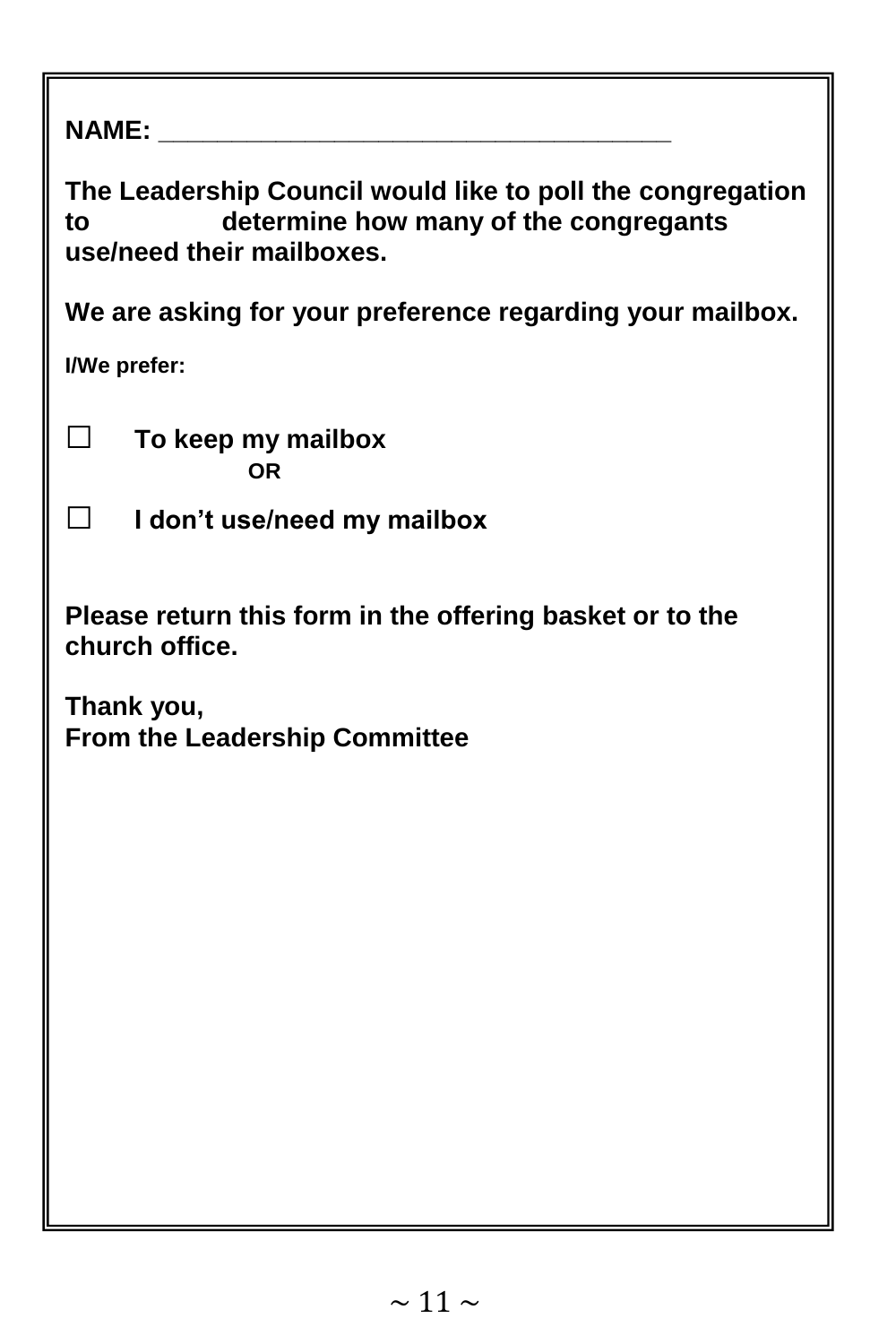**NAME: ___________________________________**

**The Leadership Council would like to poll the congregation to determine how many of the congregants use/need their mailboxes.**

**We are asking for your preference regarding your mailbox.**

**I/We prefer:**

☐ **To keep my mailbox**

**OR**

☐ **I don't use/need my mailbox**

**Please return this form in the offering basket or to the church office.**

**Thank you,**
**From the Leadership Committee**